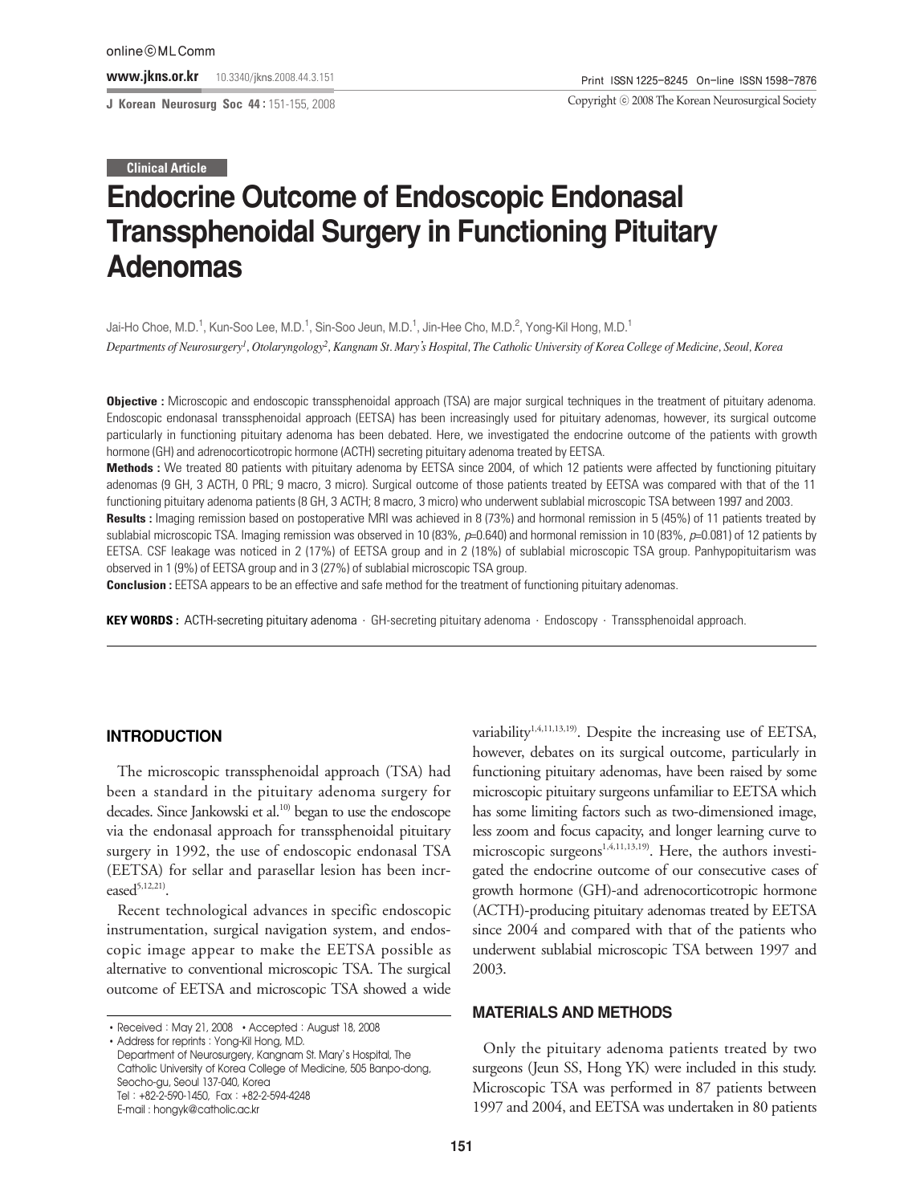Clinical Article

# Endocrine Outcome of Endoscopic Endonasal Transsphenoidal Surgery in Functioning Pituitary Adenomas

Jai-Ho Choe, M.D.[1], Kun-Soo Lee, M.D.[1], Sin-Soo Jeun, M.D.[1], Jin-Hee Cho, M.D.[2], Yong-Kil Hong, M.D.[1]

*Departments of Neurosurgery[1], Otolaryngology[2], Kangnam St. Mary's Hospital, The Catholic University of Korea College of Medicine, Seoul, Korea*

**Objective :** Microscopic and endoscopic transsphenoidal approach (TSA) are major surgical techniques in the treatment of pituitary adenoma. Endoscopic endonasal transsphenoidal approach (EETSA) has been increasingly used for pituitary adenomas, however, its surgical outcome particularly in functioning pituitary adenoma has been debated. Here, we investigated the endocrine outcome of the patients with growth hormone (GH) and adrenocorticotropic hormone (ACTH) secreting pituitary adenoma treated by EETSA.

**Methods :** We treated 80 patients with pituitary adenoma by EETSA since 2004, of which 12 patients were affected by functioning pituitary adenomas (9 GH, 3 ACTH, 0 PRL; 9 macro, 3 micro). Surgical outcome of those patients treated by EETSA was compared with that of the 11 functioning pituitary adenoma patients (8 GH, 3 ACTH; 8 macro, 3 micro) who underwent sublabial microscopic TSA between 1997 and 2003.

**Results :** Imaging remission based on postoperative MRI was achieved in 8 (73%) and hormonal remission in 5 (45%) of 11 patients treated by sublabial microscopic TSA. Imaging remission was observed in 10 (83%, $p$=0.640) and hormonal remission in 10 (83%, $p$=0.081) of 12 patients by EETSA. CSF leakage was noticed in 2 (17%) of EETSA group and in 2 (18%) of sublabial microscopic TSA group. Panhypopituitarism was observed in 1 (9%) of EETSA group and in 3 (27%) of sublabial microscopic TSA group.

**Conclusion :** EETSA appears to be an effective and safe method for the treatment of functioning pituitary adenomas.

**KEY WORDS :** ACTH-secreting pituitary adenoma · GH-secreting pituitary adenoma · Endoscopy · Transsphenoidal approach.

## INTRODUCTION

The microscopic transsphenoidal approach (TSA) had been a standard in the pituitary adenoma surgery for decades. Since Jankowski et al.[10] began to use the endoscope via the endonasal approach for transsphenoidal pituitary surgery in 1992, the use of endoscopic endonasal TSA (EETSA) for sellar and parasellar lesion has been increased[5,12,21].

Recent technological advances in specific endoscopic instrumentation, surgical navigation system, and endoscopic image appear to make the EETSA possible as alternative to conventional microscopic TSA. The surgical outcome of EETSA and microscopic TSA showed a wide variability[1,4,11,13,19]. Despite the increasing use of EETSA, however, debates on its surgical outcome, particularly in functioning pituitary adenomas, have been raised by some microscopic pituitary surgeons unfamiliar to EETSA which has some limiting factors such as two-dimensioned image, less zoom and focus capacity, and longer learning curve to microscopic surgeons[1,4,11,13,19]. Here, the authors investigated the endocrine outcome of our consecutive cases of growth hormone (GH)-and adrenocorticotropic hormone (ACTH)-producing pituitary adenomas treated by EETSA since 2004 and compared with that of the patients who underwent sublabial microscopic TSA between 1997 and 2003.

## MATERIALS AND METHODS

Only the pituitary adenoma patients treated by two surgeons (Jeun SS, Hong YK) were included in this study. Microscopic TSA was performed in 87 patients between 1997 and 2004, and EETSA was undertaken in 80 patients

• Received : May 21, 2008 • Accepted : August 18, 2008
• Address for reprints : Yong-Kil Hong, M.D.
Department of Neurosurgery, Kangnam St. Mary's Hospital, The Catholic University of Korea College of Medicine, 505 Banpo-dong, Seocho-gu, Seoul 137-040, Korea
Tel : +82-2-590-1450, Fax : +82-2-594-4248
E-mail : hongyk@catholic.ac.kr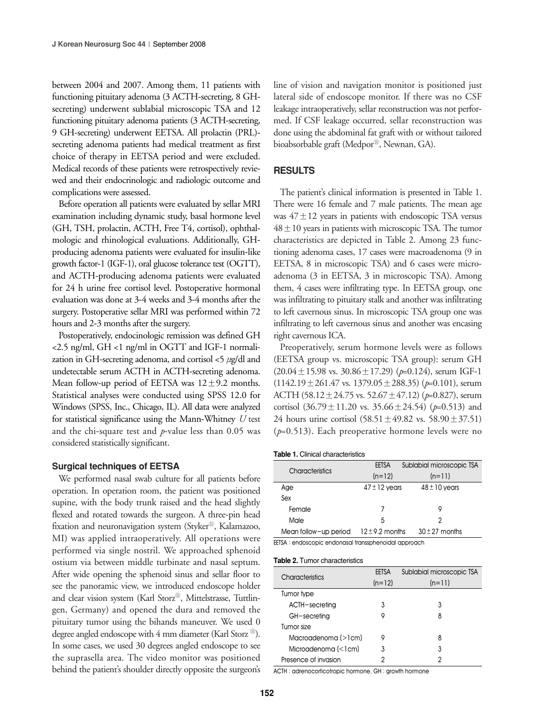between 2004 and 2007. Among them, 11 patients with functioning pituitary adenoma (3 ACTH-secreting, 8 GH-secreting) underwent sublabial microscopic TSA and 12 functioning pituitary adenoma patients (3 ACTH-secreting, 9 GH-secreting) underwent EETSA. All prolactin (PRL)-secreting adenoma patients had medical treatment as first choice of therapy in EETSA period and were excluded. Medical records of these patients were retrospectively reviewed and their endocrinologic and radiologic outcome and complications were assessed.

Before operation all patients were evaluated by sellar MRI examination including dynamic study, basal hormone level (GH, TSH, prolactin, ACTH, Free T4, cortisol), ophthalmologic and rhinological evaluations. Additionally, GH-producing adenoma patients were evaluated for insulin-like growth factor-1 (IGF-1), oral glucose tolerance test (OGTT), and ACTH-producing adenoma patients were evaluated for 24 h urine free cortisol level. Postoperative hormonal evaluation was done at 3-4 weeks and 3-4 months after the surgery. Postoperative sellar MRI was performed within 72 hours and 2-3 months after the surgery.

Postoperatively, endocinologic remission was defined GH <2.5 ng/ml, GH <1 ng/ml in OGTT and IGF-1 normalization in GH-secreting adenoma, and cortisol <5 μg/dl and undetectable serum ACTH in ACTH-secreting adenoma. Mean follow-up period of EETSA was 12±9.2 months. Statistical analyses were conducted using SPSS 12.0 for Windows (SPSS, Inc., Chicago, IL). All data were analyzed for statistical significance using the Mann-Whitney *U* test and the chi-square test and *p*-value less than 0.05 was considered statistically significant.

### Surgical techniques of EETSA

We performed nasal swab culture for all patients before operation. In operation room, the patient was positioned supine, with the body trunk raised and the head slightly flexed and rotated towards the surgeon. A three-pin head fixation and neuronavigation system (Styker®, Kalamazoo, MI) was applied intraoperatively. All operations were performed via single nostril. We approached sphenoid ostium via between middle turbinate and nasal septum. After wide opening the sphenoid sinus and sellar floor to see the panoramic view, we introduced endoscope holder and clear vision system (Karl Storz®, Mittelstrasse, Tuttlingen, Germany) and opened the dura and removed the pituitary tumor using the bihands maneuver. We used 0 degree angled endoscope with 4 mm diameter (Karl Storz ®). In some cases, we used 30 degrees angled endoscope to see the suprasella area. The video monitor was positioned behind the patient's shoulder directly opposite the surgeon's line of vision and navigation monitor is positioned just lateral side of endoscope monitor. If there was no CSF leakage intraoperatively, sellar reconstruction was not performed. If CSF leakage occurred, sellar reconstruction was done using the abdominal fat graft with or without tailored bioabsorbable graft (Medpor®, Newnan, GA).

## RESULTS

The patient's clinical information is presented in Table 1. There were 16 female and 7 male patients. The mean age was 47±12 years in patients with endoscopic TSA versus 48±10 years in patients with microscopic TSA. The tumor characteristics are depicted in Table 2. Among 23 functioning adenoma cases, 17 cases were macroadenoma (9 in EETSA, 8 in microscopic TSA) and 6 cases were microadenoma (3 in EETSA, 3 in microscopic TSA). Among them, 4 cases were infiltrating type. In EETSA group, one was infiltrating to pituitary stalk and another was infiltrating to left cavernous sinus. In microscopic TSA group one was infiltrating to left cavernous sinus and another was encasing right cavernous ICA.

Preoperatively, serum hormone levels were as follows (EETSA group vs. microscopic TSA group): serum GH (20.04±15.98 vs. 30.86±17.29) ($p$=0.124), serum IGF-1 (1142.19±261.47 vs. 1379.05±288.35) ($p$=0.101), serum ACTH (58.12±24.75 vs. 52.67±47.12) ($p$=0.827), serum cortisol (36.79±11.20 vs. 35.66±24.54) ($p$=0.513) and 24 hours urine cortisol (58.51±49.82 vs. 58.90±37.51) ($p$=0.513). Each preoperative hormone levels were no

**Table 1.** Clinical characteristics

| Characteristics | EETSA (n=12) | Sublabial microscopic TSA (n=11) |
|---|---|---|
| Age | 47±12 years | 48±10 years |
| Sex | | |
| Female | 7 | 9 |
| Male | 5 | 2 |
| Mean follow-up period | 12±9.2 months | 30±27 months |

EETSA : endoscopic endonasal transsphenoidal approach

**Table 2.** Tumor characteristics

| Characteristics | EETSA (n=12) | Sublabial microscopic TSA (n=11) |
|---|---|---|
| Tumor type | | |
| ACTH-secreting | 3 | 3 |
| GH-secreting | 9 | 8 |
| Tumor size | | |
| Macroadenoma (>1cm) | 9 | 8 |
| Microadenoma (<1cm) | 3 | 3 |
| Presence of invasion | 2 | 2 |

ACTH : adrenocorticotropic hormone, GH : growth hormone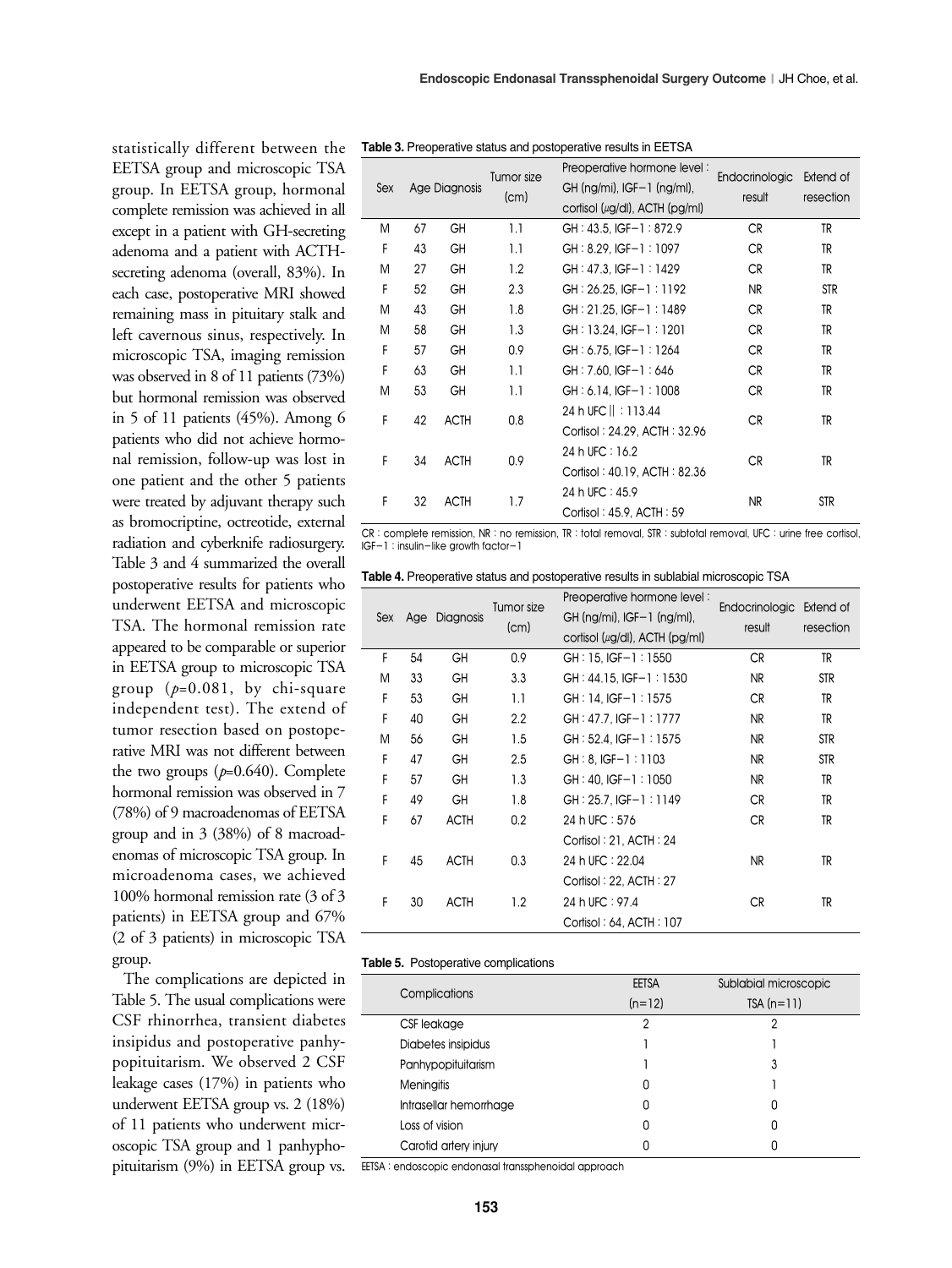statistically different between the EETSA group and microscopic TSA group. In EETSA group, hormonal complete remission was achieved in all except in a patient with GH-secreting adenoma and a patient with ACTH-secreting adenoma (overall, 83%). In each case, postoperative MRI showed remaining mass in pituitary stalk and left cavernous sinus, respectively. In microscopic TSA, imaging remission was observed in 8 of 11 patients (73%) but hormonal remission was observed in 5 of 11 patients (45%). Among 6 patients who did not achieve hormonal remission, follow-up was lost in one patient and the other 5 patients were treated by adjuvant therapy such as bromocriptine, octreotide, external radiation and cyberknife radiosurgery. Table 3 and 4 summarized the overall postoperative results for patients who underwent EETSA and microscopic TSA. The hormonal remission rate appeared to be comparable or superior in EETSA group to microscopic TSA group ($p$=0.081, by chi-square independent test). The extend of tumor resection based on postoperative MRI was not different between the two groups ($p$=0.640). Complete hormonal remission was observed in 7 (78%) of 9 macroadenomas of EETSA group and in 3 (38%) of 8 macroadenomas of microscopic TSA group. In microadenoma cases, we achieved 100% hormonal remission rate (3 of 3 patients) in EETSA group and 67% (2 of 3 patients) in microscopic TSA group.

The complications are depicted in Table 5. The usual complications were CSF rhinorrhea, transient diabetes insipidus and postoperative panhypopituitarism. We observed 2 CSF leakage cases (17%) in patients who underwent EETSA group vs. 2 (18%) of 11 patients who underwent microscopic TSA group and 1 panhyphopituitarism (9%) in EETSA group vs.

**Table 3.** Preoperative status and postoperative results in EETSA

| Sex | Age | Diagnosis | Tumor size (cm) | Preoperative hormone level : GH (ng/mi), IGF−1 (ng/ml), cortisol (μg/dl), ACTH (pg/ml) | Endocrinologic result | Extend of resection |
|---|---|---|---|---|---|---|
| M | 67 | GH | 1.1 | GH : 43.5, IGF−1 : 872.9 | CR | TR |
| F | 43 | GH | 1.1 | GH : 8.29, IGF−1 : 1097 | CR | TR |
| M | 27 | GH | 1.2 | GH : 47.3, IGF−1 : 1429 | CR | TR |
| F | 52 | GH | 2.3 | GH : 26.25, IGF−1 : 1192 | NR | STR |
| M | 43 | GH | 1.8 | GH : 21.25, IGF−1 : 1489 | CR | TR |
| M | 58 | GH | 1.3 | GH : 13.24, IGF−1 : 1201 | CR | TR |
| F | 57 | GH | 0.9 | GH : 6.75, IGF−1 : 1264 | CR | TR |
| F | 63 | GH | 1.1 | GH : 7.60, IGF−1 : 646 | CR | TR |
| M | 53 | GH | 1.1 | GH : 6.14, IGF−1 : 1008 | CR | TR |
| F | 42 | ACTH | 0.8 | 24 h UFC‖ : 113.44<br>Cortisol : 24.29, ACTH : 32.96 | CR | TR |
| F | 34 | ACTH | 0.9 | 24 h UFC : 16.2<br>Cortisol : 40.19, ACTH : 82.36 | CR | TR |
| F | 32 | ACTH | 1.7 | 24 h UFC : 45.9<br>Cortisol : 45.9, ACTH : 59 | NR | STR |

CR : complete remission, NR : no remission, TR : total removal, STR : subtotal removal, UFC : urine free cortisol, IGF−1 : insulin−like growth factor−1

**Table 4.** Preoperative status and postoperative results in sublabial microscopic TSA

| Sex | Age | Diagnosis | Tumor size (cm) | Preoperative hormone level : GH (ng/mi), IGF−1 (ng/ml), cortisol (μg/dl), ACTH (pg/ml) | Endocrinologic result | Extend of resection |
|---|---|---|---|---|---|---|
| F | 54 | GH | 0.9 | GH : 15, IGF−1 : 1550 | CR | TR |
| M | 33 | GH | 3.3 | GH : 44.15, IGF−1 : 1530 | NR | STR |
| F | 53 | GH | 1.1 | GH : 14, IGF−1 : 1575 | CR | TR |
| F | 40 | GH | 2.2 | GH : 47.7, IGF−1 : 1777 | NR | TR |
| M | 56 | GH | 1.5 | GH : 52.4, IGF−1 : 1575 | NR | STR |
| F | 47 | GH | 2.5 | GH : 8, IGF−1 : 1103 | NR | STR |
| F | 57 | GH | 1.3 | GH : 40, IGF−1 : 1050 | NR | TR |
| F | 49 | GH | 1.8 | GH : 25.7, IGF−1 : 1149 | CR | TR |
| F | 67 | ACTH | 0.2 | 24 h UFC : 576<br>Cortisol : 21, ACTH : 24 | CR | TR |
| F | 45 | ACTH | 0.3 | 24 h UFC : 22.04<br>Cortisol : 22, ACTH : 27 | NR | TR |
| F | 30 | ACTH | 1.2 | 24 h UFC : 97.4<br>Cortisol : 64, ACTH : 107 | CR | TR |

**Table 5.** Postoperative complications

| Complications | EETSA (n=12) | Sublabial microscopic TSA (n=11) |
|---|---|---|
| CSF leakage | 2 | 2 |
| Diabetes insipidus | 1 | 1 |
| Panhypopituitarism | 1 | 3 |
| Meningitis | 0 | 1 |
| Intrasellar hemorrhage | 0 | 0 |
| Loss of vision | 0 | 0 |
| Carotid artery injury | 0 | 0 |

EETSA : endoscopic endonasal transsphenoidal approach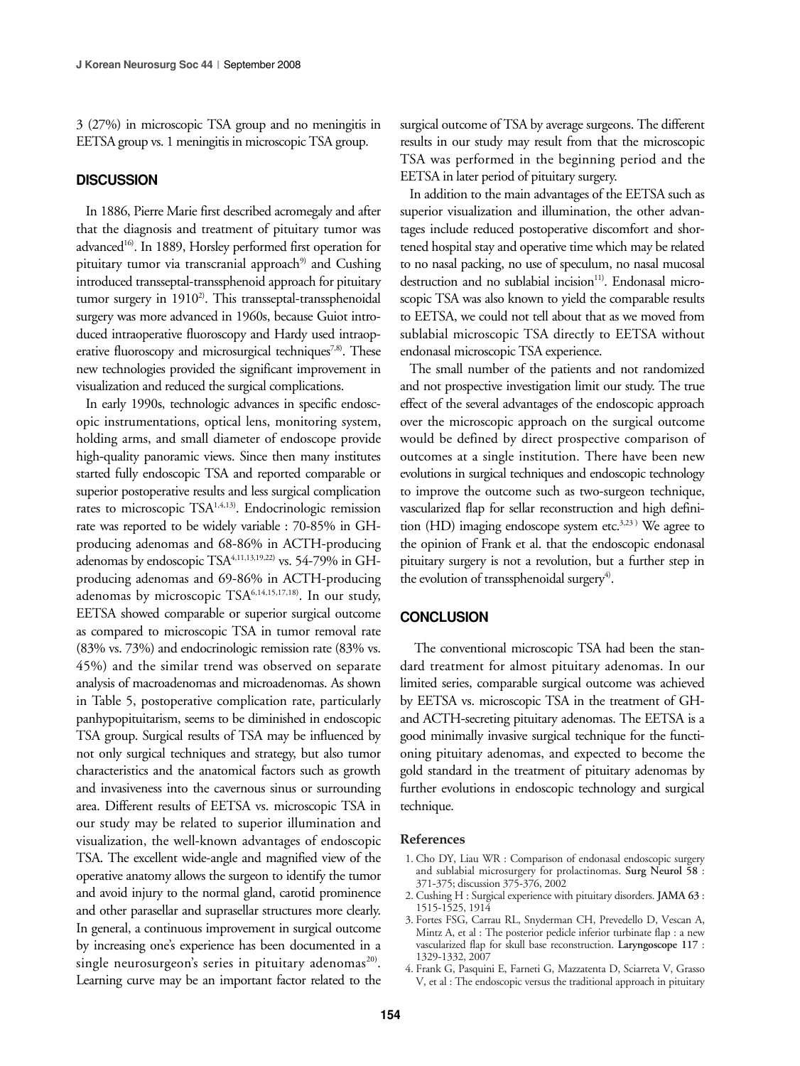3 (27%) in microscopic TSA group and no meningitis in EETSA group vs. 1 meningitis in microscopic TSA group.

## DISCUSSION

In 1886, Pierre Marie first described acromegaly and after that the diagnosis and treatment of pituitary tumor was advanced[16]. In 1889, Horsley performed first operation for pituitary tumor via transcranial approach[9] and Cushing introduced transseptal-transsphenoid approach for pituitary tumor surgery in 1910[2]. This transseptal-transsphenoidal surgery was more advanced in 1960s, because Guiot introduced intraoperative fluoroscopy and Hardy used intraoperative fluoroscopy and microsurgical techniques[7,8]. These new technologies provided the significant improvement in visualization and reduced the surgical complications.

In early 1990s, technologic advances in specific endoscopic instrumentations, optical lens, monitoring system, holding arms, and small diameter of endoscope provide high-quality panoramic views. Since then many institutes started fully endoscopic TSA and reported comparable or superior postoperative results and less surgical complication rates to microscopic TSA[1,4,13]. Endocrinologic remission rate was reported to be widely variable : 70-85% in GH-producing adenomas and 68-86% in ACTH-producing adenomas by endoscopic TSA[4,11,13,19,22] vs. 54-79% in GH-producing adenomas and 69-86% in ACTH-producing adenomas by microscopic TSA[6,14,15,17,18]. In our study, EETSA showed comparable or superior surgical outcome as compared to microscopic TSA in tumor removal rate (83% vs. 73%) and endocrinologic remission rate (83% vs. 45%) and the similar trend was observed on separate analysis of macroadenomas and microadenomas. As shown in Table 5, postoperative complication rate, particularly panhypopituitarism, seems to be diminished in endoscopic TSA group. Surgical results of TSA may be influenced by not only surgical techniques and strategy, but also tumor characteristics and the anatomical factors such as growth and invasiveness into the cavernous sinus or surrounding area. Different results of EETSA vs. microscopic TSA in our study may be related to superior illumination and visualization, the well-known advantages of endoscopic TSA. The excellent wide-angle and magnified view of the operative anatomy allows the surgeon to identify the tumor and avoid injury to the normal gland, carotid prominence and other parasellar and suprasellar structures more clearly. In general, a continuous improvement in surgical outcome by increasing one's experience has been documented in a single neurosurgeon's series in pituitary adenomas[20]. Learning curve may be an important factor related to the surgical outcome of TSA by average surgeons. The different results in our study may result from that the microscopic TSA was performed in the beginning period and the EETSA in later period of pituitary surgery.

In addition to the main advantages of the EETSA such as superior visualization and illumination, the other advantages include reduced postoperative discomfort and shortened hospital stay and operative time which may be related to no nasal packing, no use of speculum, no nasal mucosal destruction and no sublabial incision[11]. Endonasal microscopic TSA was also known to yield the comparable results to EETSA, we could not tell about that as we moved from sublabial microscopic TSA directly to EETSA without endonasal microscopic TSA experience.

The small number of the patients and not randomized and not prospective investigation limit our study. The true effect of the several advantages of the endoscopic approach over the microscopic approach on the surgical outcome would be defined by direct prospective comparison of outcomes at a single institution. There have been new evolutions in surgical techniques and endoscopic technology to improve the outcome such as two-surgeon technique, vascularized flap for sellar reconstruction and high definition (HD) imaging endoscope system etc.[3,23] We agree to the opinion of Frank et al. that the endoscopic endonasal pituitary surgery is not a revolution, but a further step in the evolution of transsphenoidal surgery[4].

## CONCLUSION

The conventional microscopic TSA had been the standard treatment for almost pituitary adenomas. In our limited series, comparable surgical outcome was achieved by EETSA vs. microscopic TSA in the treatment of GH- and ACTH-secreting pituitary adenomas. The EETSA is a good minimally invasive surgical technique for the functioning pituitary adenomas, and expected to become the gold standard in the treatment of pituitary adenomas by further evolutions in endoscopic technology and surgical technique.

### References

1. Cho DY, Liau WR : Comparison of endonasal endoscopic surgery and sublabial microsurgery for prolactinomas. **Surg Neurol 58** : 371-375; discussion 375-376, 2002
2. Cushing H : Surgical experience with pituitary disorders. **JAMA 63** : 1515-1525, 1914
3. Fortes FSG, Carrau RL, Snyderman CH, Prevedello D, Vescan A, Mintz A, et al : The posterior pedicle inferior turbinate flap : a new vascularized flap for skull base reconstruction. **Laryngoscope 117** : 1329-1332, 2007
4. Frank G, Pasquini E, Farneti G, Mazzatenta D, Sciarreta V, Grasso V, et al : The endoscopic versus the traditional approach in pituitary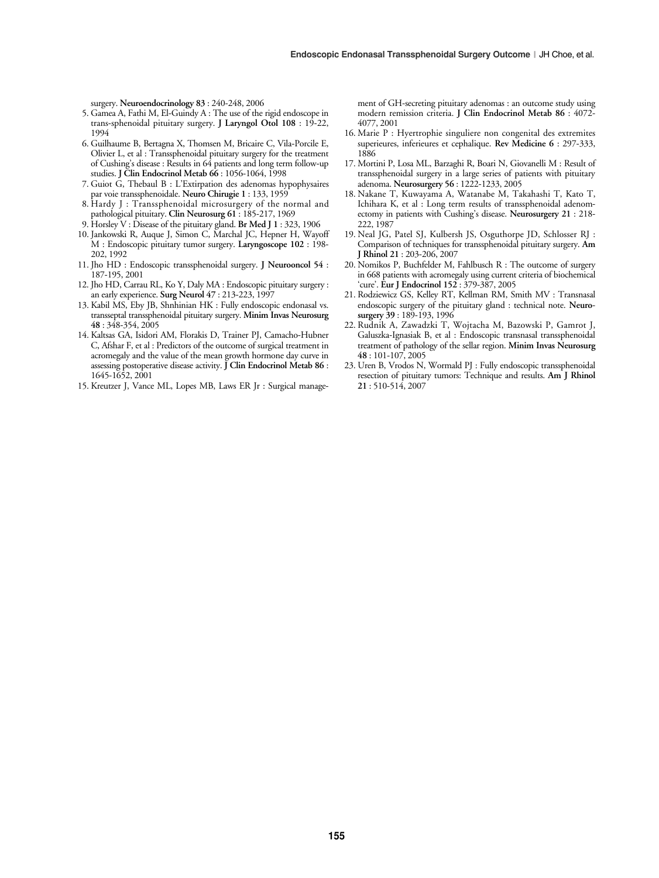surgery. **Neuroendocrinology 83** : 240-248, 2006

5. Gamea A, Fathi M, El-Guindy A : The use of the rigid endoscope in trans-sphenoidal pituitary surgery. **J Laryngol Otol 108** : 19-22, 1994
6. Guilhaume B, Bertagna X, Thomsen M, Bricaire C, Vila-Porcile E, Olivier L, et al : Transsphenoidal pituitary surgery for the treatment of Cushing's disease : Results in 64 patients and long term follow-up studies. **J Clin Endocrinol Metab 66** : 1056-1064, 1998
7. Guiot G, Thebaul B : L'Extirpation des adenomas hypophysaires par voie transsphenoidale. **Neuro Chirugie 1** : 133, 1959
8. Hardy J : Transsphenoidal microsurgery of the normal and pathological pituitary. **Clin Neurosurg 61** : 185-217, 1969
9. Horsley V : Disease of the pituitary gland. **Br Med J 1** : 323, 1906
10. Jankowski R, Auque J, Simon C, Marchal JC, Hepner H, Wayoff M : Endoscopic pituitary tumor surgery. **Laryngoscope 102** : 198-202, 1992
11. Jho HD : Endoscopic transsphenoidal surgery. **J Neurooncol 54** : 187-195, 2001
12. Jho HD, Carrau RL, Ko Y, Daly MA : Endoscopic pituitary surgery : an early experience. **Surg Neurol 47** : 213-223, 1997
13. Kabil MS, Eby JB, Shnhinian HK : Fully endoscopic endonasal vs. transseptal transsphenoidal pituitary surgery. **Minim Invas Neurosurg 48** : 348-354, 2005
14. Kaltsas GA, Isidori AM, Florakis D, Trainer PJ, Camacho-Hubner C, Afshar F, et al : Predictors of the outcome of surgical treatment in acromegaly and the value of the mean growth hormone day curve in assessing postoperative disease activity. **J Clin Endocrinol Metab 86** : 1645-1652, 2001
15. Kreutzer J, Vance ML, Lopes MB, Laws ER Jr : Surgical management of GH-secreting pituitary adenomas : an outcome study using modern remission criteria. **J Clin Endocrinol Metab 86** : 4072-4077, 2001
16. Marie P : Hyertrophie singuliere non congenital des extremites superieures, inferieures et cephalique. **Rev Medicine 6** : 297-333, 1886
17. Mortini P, Losa ML, Barzaghi R, Boari N, Giovanelli M : Result of transsphenoidal surgery in a large series of patients with pituitary adenoma. **Neurosurgery 56** : 1222-1233, 2005
18. Nakane T, Kuwayama A, Watanabe M, Takahashi T, Kato T, Ichihara K, et al : Long term results of transsphenoidal adenomectomy in patients with Cushing's disease. **Neurosurgery 21** : 218-222, 1987
19. Neal JG, Patel SJ, Kulbersh JS, Osguthorpe JD, Schlosser RJ : Comparison of techniques for transsphenoidal pituitary surgery. **Am J Rhinol 21** : 203-206, 2007
20. Nomikos P, Buchfelder M, Fahlbusch R : The outcome of surgery in 668 patients with acromegaly using current criteria of biochemical 'cure'. **Eur J Endocrinol 152** : 379-387, 2005
21. Rodziewicz GS, Kelley RT, Kellman RM, Smith MV : Transnasal endoscopic surgery of the pituitary gland : technical note. **Neurosurgery 39** : 189-193, 1996
22. Rudnik A, Zawadzki T, Wojtacha M, Bazowski P, Gamrot J, Galuszka-Ignasiak B, et al : Endoscopic transnasal transsphenoidal treatment of pathology of the sellar region. **Minim Invas Neurosurg 48** : 101-107, 2005
23. Uren B, Vrodos N, Wormald PJ : Fully endoscopic transsphenoidal resection of pituitary tumors: Technique and results. **Am J Rhinol 21** : 510-514, 2007